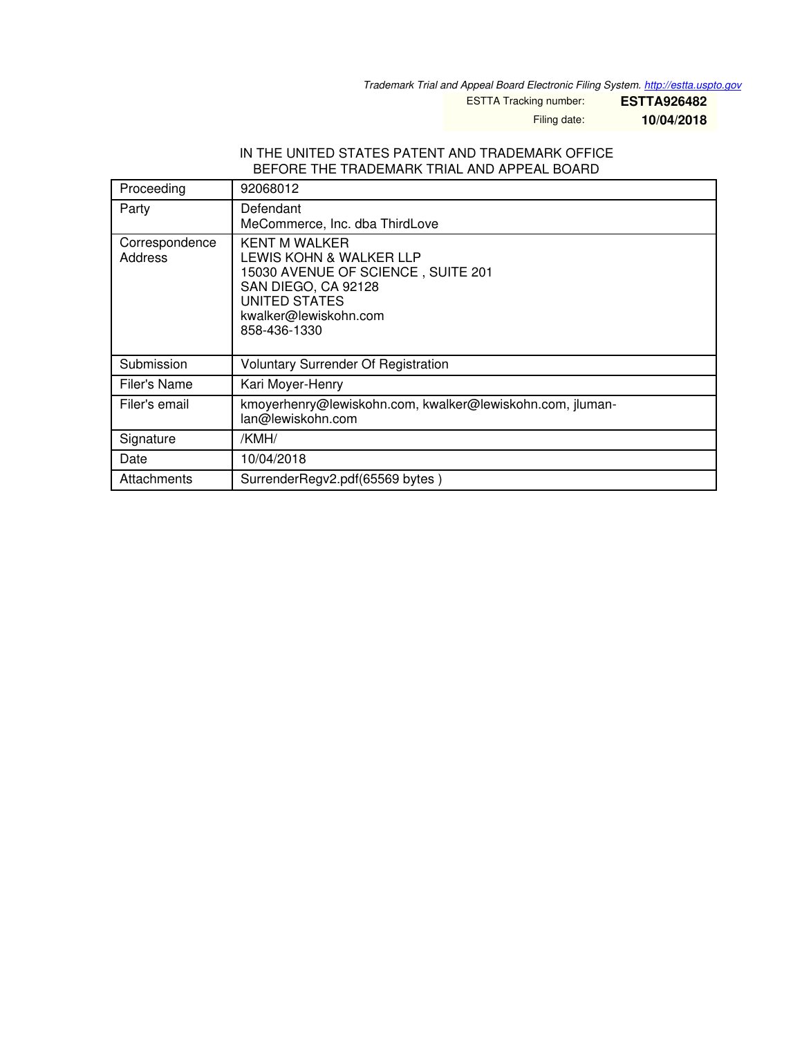*Trademark Trial and Appeal Board Electronic Filing System. http://estta.uspto.gov*

ESTTA Tracking number: **ESTTA926482**

Filing date: **10/04/2018**

IN THE UNITED STATES PATENT AND TRADEMARK OFFICE
BEFORE THE TRADEMARK TRIAL AND APPEAL BOARD

| Proceeding | 92068012 |
|---|---|
| Party | Defendant<br>MeCommerce, Inc. dba ThirdLove |
| Correspondence Address | KENT M WALKER<br>LEWIS KOHN & WALKER LLP<br>15030 AVENUE OF SCIENCE , SUITE 201<br>SAN DIEGO, CA 92128<br>UNITED STATES<br>kwalker@lewiskohn.com<br>858-436-1330 |
| Submission | Voluntary Surrender Of Registration |
| Filer's Name | Kari Moyer-Henry |
| Filer's email | kmoyerhenry@lewiskohn.com, kwalker@lewiskohn.com, jluman-lan@lewiskohn.com |
| Signature | /KMH/ |
| Date | 10/04/2018 |
| Attachments | SurrenderRegv2.pdf(65569 bytes ) |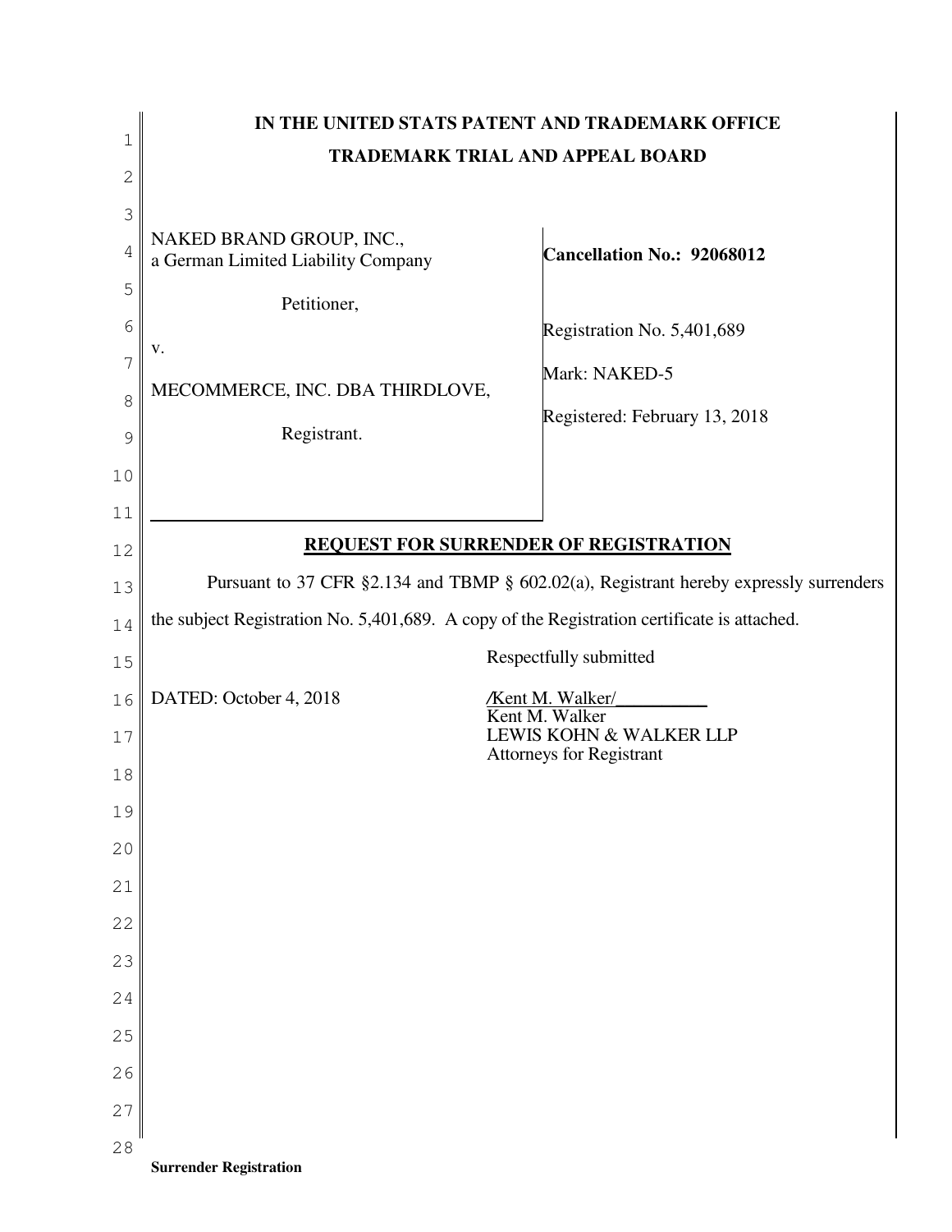**IN THE UNITED STATS PATENT AND TRADEMARK OFFICE**

**TRADEMARK TRIAL AND APPEAL BOARD**

| | |
|---|---|
| NAKED BRAND GROUP, INC., a German Limited Liability Company<br><br>Petitioner,<br><br>v.<br><br>MECOMMERCE, INC. DBA THIRDLOVE,<br><br>Registrant. | **Cancellation No.: 92068012**<br><br>Registration No. 5,401,689<br><br>Mark: NAKED-5<br><br>Registered: February 13, 2018 |

## REQUEST FOR SURRENDER OF REGISTRATION

Pursuant to 37 CFR §2.134 and TBMP § 602.02(a), Registrant hereby expressly surrenders the subject Registration No. 5,401,689. A copy of the Registration certificate is attached.

Respectfully submitted

DATED: October 4, 2018

/Kent M. Walker/
Kent M. Walker
LEWIS KOHN & WALKER LLP
Attorneys for Registrant

**Surrender Registration**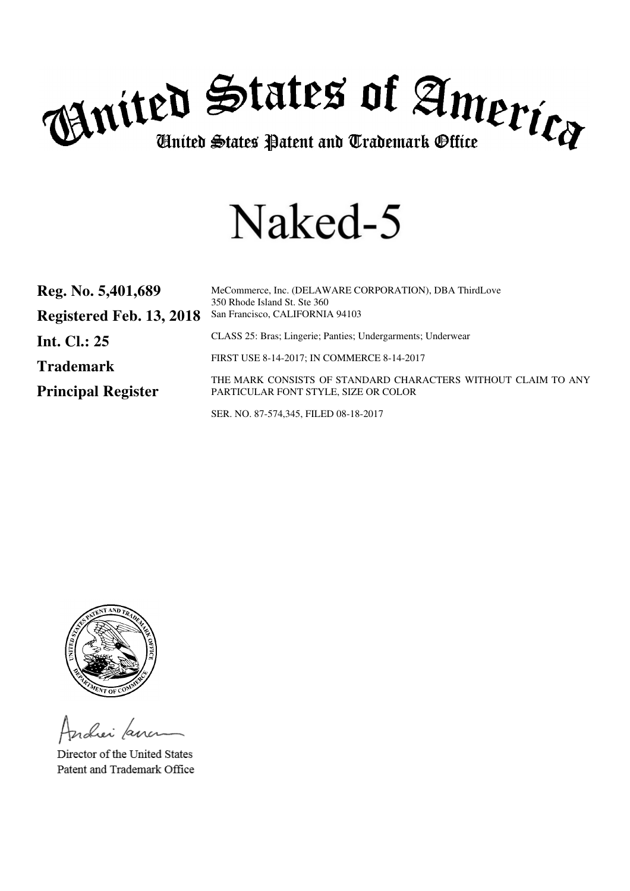# United States of America

## United States Patent and Trademark Office

# Naked-5

**Reg. No. 5,401,689**

**Registered Feb. 13, 2018**

**Int. Cl.: 25**

**Trademark**

**Principal Register**

MeCommerce, Inc. (DELAWARE CORPORATION), DBA ThirdLove
350 Rhode Island St. Ste 360
San Francisco, CALIFORNIA 94103

CLASS 25: Bras; Lingerie; Panties; Undergarments; Underwear

FIRST USE 8-14-2017; IN COMMERCE 8-14-2017

THE MARK CONSISTS OF STANDARD CHARACTERS WITHOUT CLAIM TO ANY PARTICULAR FONT STYLE, SIZE OR COLOR

SER. NO. 87-574,345, FILED 08-18-2017

Director of the United States
Patent and Trademark Office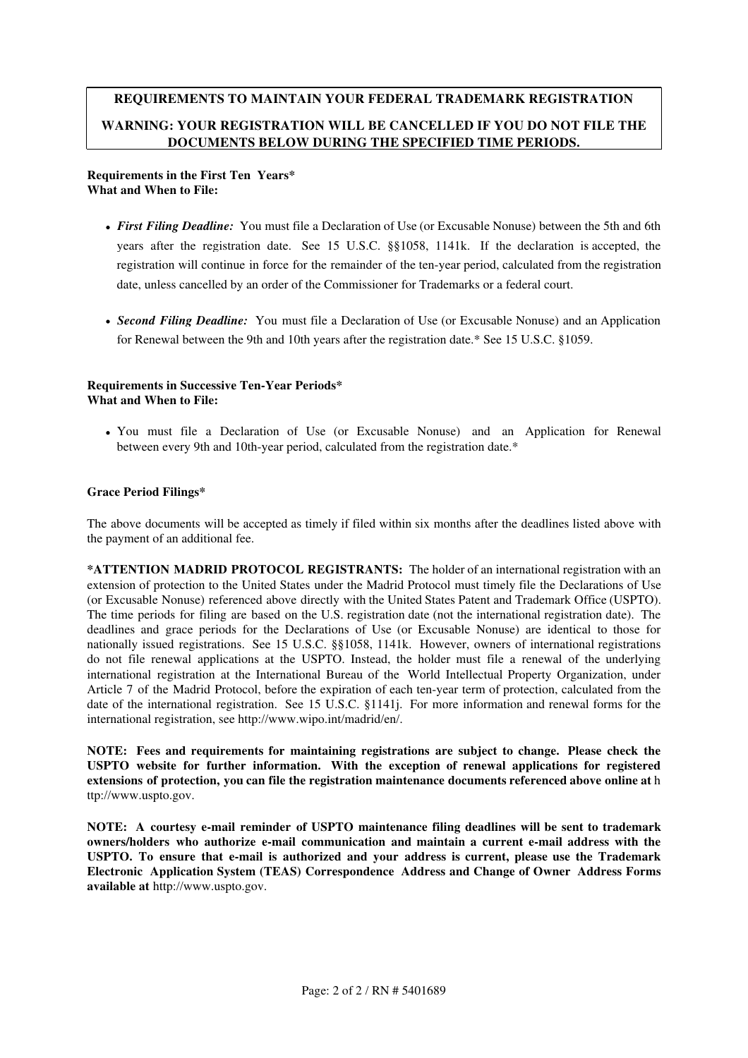**REQUIREMENTS TO MAINTAIN YOUR FEDERAL TRADEMARK REGISTRATION**

**WARNING: YOUR REGISTRATION WILL BE CANCELLED IF YOU DO NOT FILE THE DOCUMENTS BELOW DURING THE SPECIFIED TIME PERIODS.**

**Requirements in the First Ten Years***
**What and When to File:**

- ***First Filing Deadline:*** You must file a Declaration of Use (or Excusable Nonuse) between the 5th and 6th years after the registration date. See 15 U.S.C. §§1058, 1141k. If the declaration is accepted, the registration will continue in force for the remainder of the ten-year period, calculated from the registration date, unless cancelled by an order of the Commissioner for Trademarks or a federal court.

- ***Second Filing Deadline:*** You must file a Declaration of Use (or Excusable Nonuse) and an Application for Renewal between the 9th and 10th years after the registration date.* See 15 U.S.C. §1059.

**Requirements in Successive Ten-Year Periods***
**What and When to File:**

- You must file a Declaration of Use (or Excusable Nonuse) and an Application for Renewal between every 9th and 10th-year period, calculated from the registration date.*

**Grace Period Filings***

The above documents will be accepted as timely if filed within six months after the deadlines listed above with the payment of an additional fee.

***ATTENTION MADRID PROTOCOL REGISTRANTS:** The holder of an international registration with an extension of protection to the United States under the Madrid Protocol must timely file the Declarations of Use (or Excusable Nonuse) referenced above directly with the United States Patent and Trademark Office (USPTO). The time periods for filing are based on the U.S. registration date (not the international registration date). The deadlines and grace periods for the Declarations of Use (or Excusable Nonuse) are identical to those for nationally issued registrations. See 15 U.S.C. §§1058, 1141k. However, owners of international registrations do not file renewal applications at the USPTO. Instead, the holder must file a renewal of the underlying international registration at the International Bureau of the World Intellectual Property Organization, under Article 7 of the Madrid Protocol, before the expiration of each ten-year term of protection, calculated from the date of the international registration. See 15 U.S.C. §1141j. For more information and renewal forms for the international registration, see http://www.wipo.int/madrid/en/.

**NOTE: Fees and requirements for maintaining registrations are subject to change. Please check the USPTO website for further information. With the exception of renewal applications for registered extensions of protection, you can file the registration maintenance documents referenced above online at** http://www.uspto.gov.

**NOTE: A courtesy e-mail reminder of USPTO maintenance filing deadlines will be sent to trademark owners/holders who authorize e-mail communication and maintain a current e-mail address with the USPTO. To ensure that e-mail is authorized and your address is current, please use the Trademark Electronic Application System (TEAS) Correspondence Address and Change of Owner Address Forms available at** http://www.uspto.gov.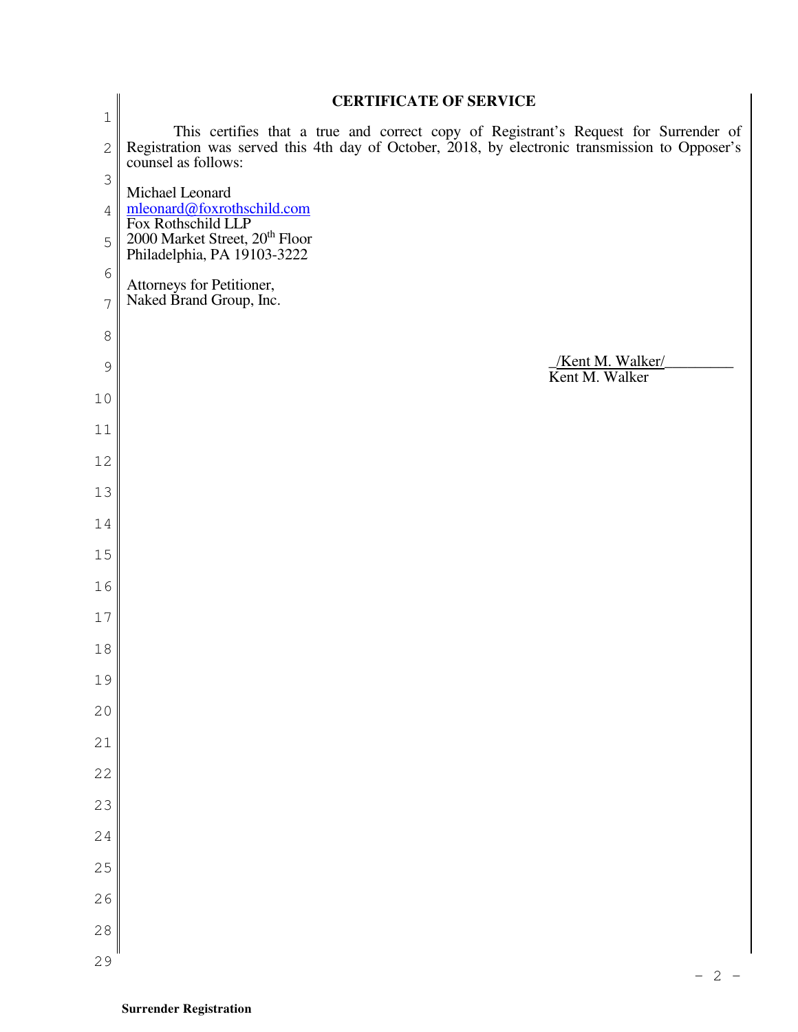## CERTIFICATE OF SERVICE

This certifies that a true and correct copy of Registrant's Request for Surrender of Registration was served this 4th day of October, 2018, by electronic transmission to Opposer's counsel as follows:

Michael Leonard
mleonard@foxrothschild.com
Fox Rothschild LLP
2000 Market Street, 20th Floor
Philadelphia, PA 19103-3222

Attorneys for Petitioner,
Naked Brand Group, Inc.

_/Kent M. Walker/_________
Kent M. Walker